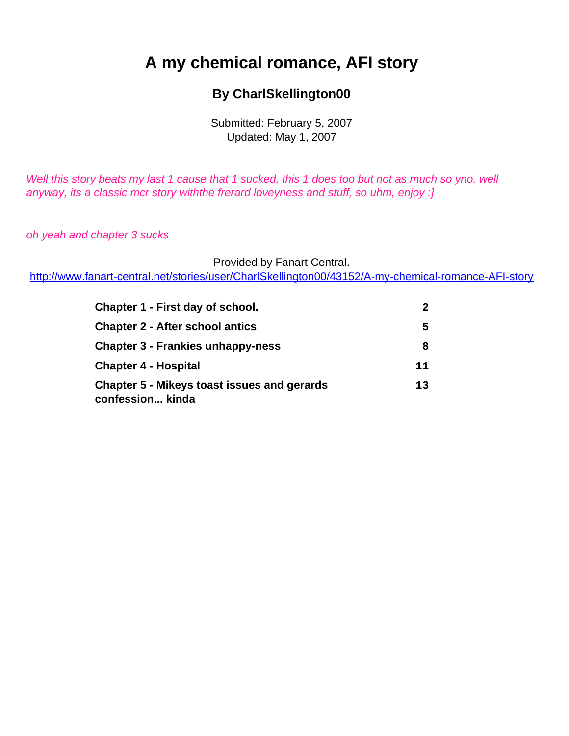# A my chemical romance, AFI story

## By CharlSkellington00

Submitted: February 5, 2007
Updated: May 1, 2007

*Well this story beats my last 1 cause that 1 sucked, this 1 does too but not as much so yno. well anyway, its a classic mcr story withthe frerard loveyness and stuff, so uhm, enjoy :]*

*oh yeah and chapter 3 sucks*

Provided by Fanart Central.
http://www.fanart-central.net/stories/user/CharlSkellington00/43152/A-my-chemical-romance-AFI-story

| | |
|---|---|
| **Chapter 1 - First day of school.** | **2** |
| **Chapter 2 - After school antics** | **5** |
| **Chapter 3 - Frankies unhappy-ness** | **8** |
| **Chapter 4 - Hospital** | **11** |
| **Chapter 5 - Mikeys toast issues and gerards confession... kinda** | **13** |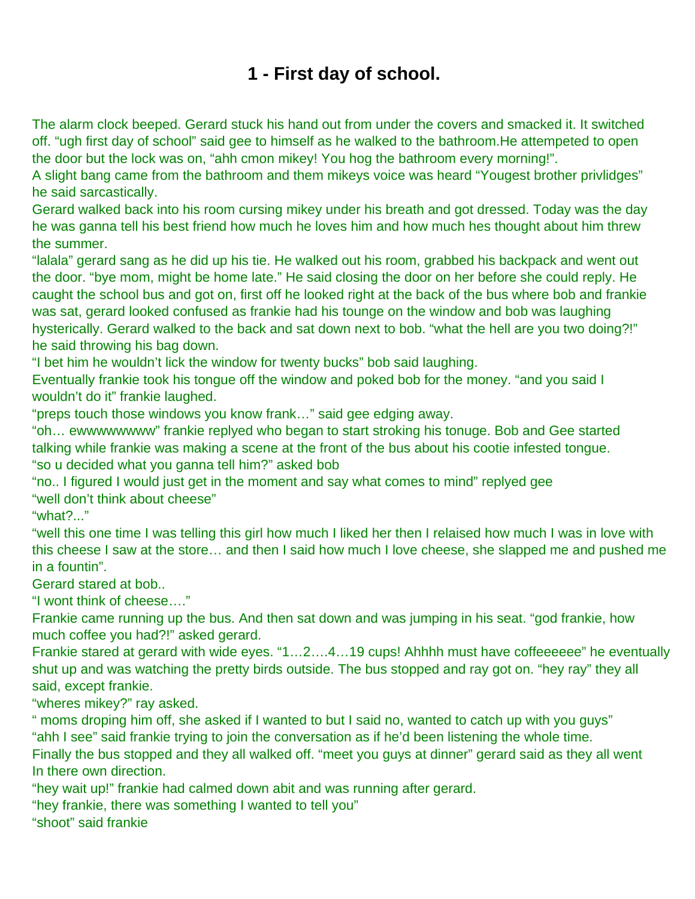# 1 - First day of school.

The alarm clock beeped. Gerard stuck his hand out from under the covers and smacked it. It switched off. "ugh first day of school" said gee to himself as he walked to the bathroom.He attempeted to open the door but the lock was on, "ahh cmon mikey! You hog the bathroom every morning!".

A slight bang came from the bathroom and them mikeys voice was heard "Yougest brother privlidges" he said sarcastically.

Gerard walked back into his room cursing mikey under his breath and got dressed. Today was the day he was ganna tell his best friend how much he loves him and how much hes thought about him threw the summer.

"lalala" gerard sang as he did up his tie. He walked out his room, grabbed his backpack and went out the door. "bye mom, might be home late." He said closing the door on her before she could reply. He caught the school bus and got on, first off he looked right at the back of the bus where bob and frankie was sat, gerard looked confused as frankie had his tounge on the window and bob was laughing hysterically. Gerard walked to the back and sat down next to bob. "what the hell are you two doing?!" he said throwing his bag down.

"I bet him he wouldn't lick the window for twenty bucks" bob said laughing.

Eventually frankie took his tongue off the window and poked bob for the money. "and you said I wouldn't do it" frankie laughed.

"preps touch those windows you know frank…" said gee edging away.

"oh… ewwwwwwwww" frankie replyed who began to start stroking his tonuge. Bob and Gee started talking while frankie was making a scene at the front of the bus about his cootie infested tongue.

"so u decided what you ganna tell him?" asked bob

"no.. I figured I would just get in the moment and say what comes to mind" replyed gee

"well don't think about cheese"

"what?..."

"well this one time I was telling this girl how much I liked her then I relaised how much I was in love with this cheese I saw at the store… and then I said how much I love cheese, she slapped me and pushed me in a fountin".

Gerard stared at bob..

"I wont think of cheese…."

Frankie came running up the bus. And then sat down and was jumping in his seat. "god frankie, how much coffee you had?!" asked gerard.

Frankie stared at gerard with wide eyes. "1…2….4…19 cups! Ahhhh must have coffeeeeee" he eventually shut up and was watching the pretty birds outside. The bus stopped and ray got on. "hey ray" they all said, except frankie.

"wheres mikey?" ray asked.

" moms droping him off, she asked if I wanted to but I said no, wanted to catch up with you guys"

"ahh I see" said frankie trying to join the conversation as if he'd been listening the whole time.

Finally the bus stopped and they all walked off. "meet you guys at dinner" gerard said as they all went In there own direction.

"hey wait up!" frankie had calmed down abit and was running after gerard.

"hey frankie, there was something I wanted to tell you"

"shoot" said frankie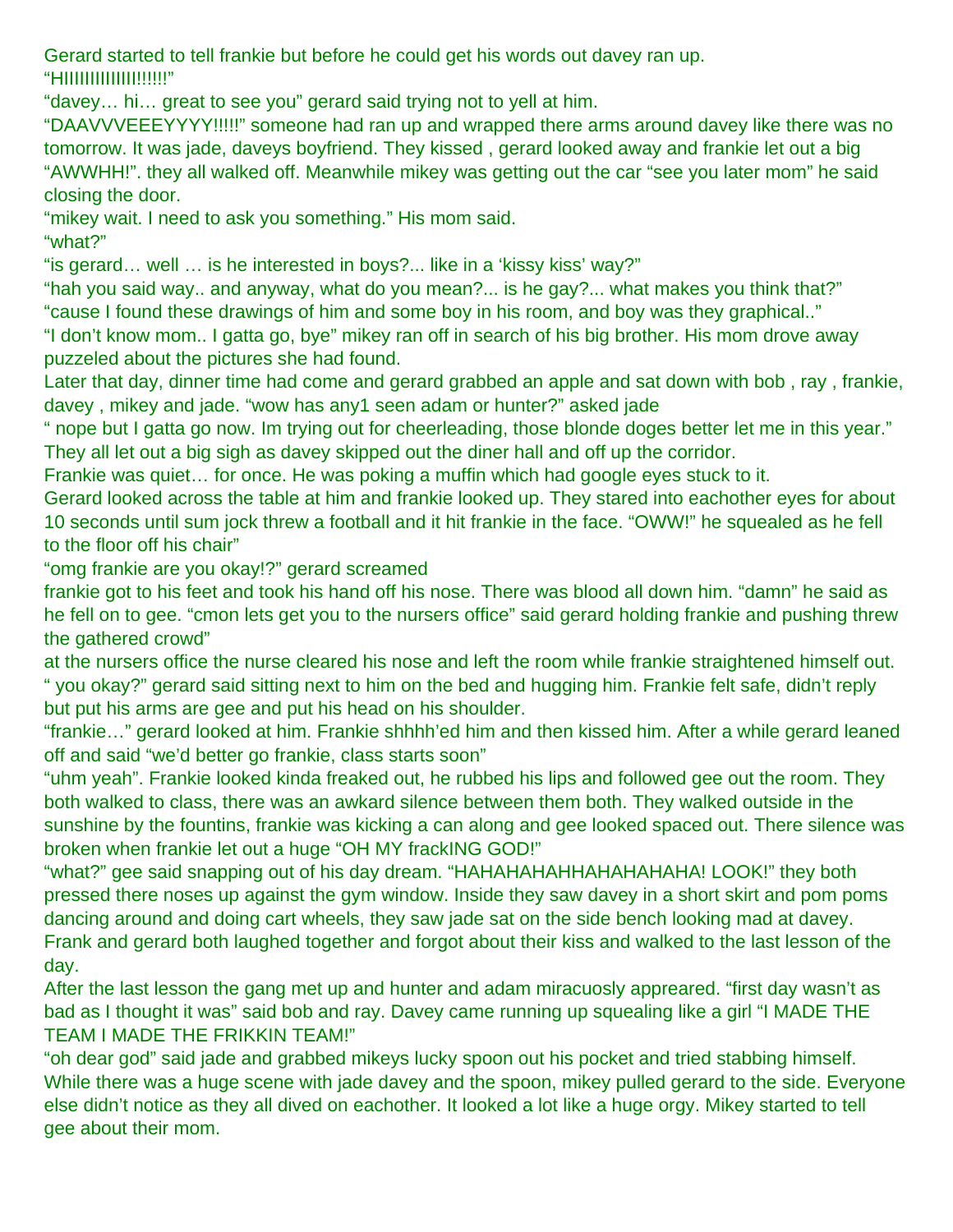Gerard started to tell frankie but before he could get his words out davey ran up.
"HIIIIIIIIIIIIII!!!!!!"
"davey… hi… great to see you" gerard said trying not to yell at him.
"DAAVVVEEEYYYY!!!!!" someone had ran up and wrapped there arms around davey like there was no tomorrow. It was jade, daveys boyfriend. They kissed , gerard looked away and frankie let out a big "AWWHH!". they all walked off. Meanwhile mikey was getting out the car "see you later mom" he said closing the door.
"mikey wait. I need to ask you something." His mom said.
"what?"
"is gerard… well … is he interested in boys?... like in a 'kissy kiss' way?"
"hah you said way.. and anyway, what do you mean?... is he gay?... what makes you think that?"
"cause I found these drawings of him and some boy in his room, and boy was they graphical.."
"I don't know mom.. I gatta go, bye" mikey ran off in search of his big brother. His mom drove away puzzeled about the pictures she had found.
Later that day, dinner time had come and gerard grabbed an apple and sat down with bob , ray , frankie, davey , mikey and jade. "wow has any1 seen adam or hunter?" asked jade
" nope but I gatta go now. Im trying out for cheerleading, those blonde doges better let me in this year." They all let out a big sigh as davey skipped out the diner hall and off up the corridor.
Frankie was quiet… for once. He was poking a muffin which had google eyes stuck to it.
Gerard looked across the table at him and frankie looked up. They stared into eachother eyes for about 10 seconds until sum jock threw a football and it hit frankie in the face. "OWW!" he squealed as he fell to the floor off his chair"
"omg frankie are you okay!?" gerard screamed
frankie got to his feet and took his hand off his nose. There was blood all down him. "damn" he said as he fell on to gee. "cmon lets get you to the nursers office" said gerard holding frankie and pushing threw the gathered crowd"
at the nursers office the nurse cleared his nose and left the room while frankie straightened himself out.
" you okay?" gerard said sitting next to him on the bed and hugging him. Frankie felt safe, didn't reply but put his arms are gee and put his head on his shoulder.
"frankie…" gerard looked at him. Frankie shhhh'ed him and then kissed him. After a while gerard leaned off and said "we'd better go frankie, class starts soon"
"uhm yeah". Frankie looked kinda freaked out, he rubbed his lips and followed gee out the room. They both walked to class, there was an awkard silence between them both. They walked outside in the sunshine by the fountins, frankie was kicking a can along and gee looked spaced out. There silence was broken when frankie let out a huge "OH MY frackING GOD!"
"what?" gee said snapping out of his day dream. "HAHAHAHAHHAHAHAHAHA! LOOK!" they both pressed there noses up against the gym window. Inside they saw davey in a short skirt and pom poms dancing around and doing cart wheels, they saw jade sat on the side bench looking mad at davey. Frank and gerard both laughed together and forgot about their kiss and walked to the last lesson of the day.
After the last lesson the gang met up and hunter and adam miracuosly appreared. "first day wasn't as bad as I thought it was" said bob and ray. Davey came running up squealing like a girl "I MADE THE TEAM I MADE THE FRIKKIN TEAM!"
"oh dear god" said jade and grabbed mikeys lucky spoon out his pocket and tried stabbing himself. While there was a huge scene with jade davey and the spoon, mikey pulled gerard to the side. Everyone else didn't notice as they all dived on eachother. It looked a lot like a huge orgy. Mikey started to tell gee about their mom.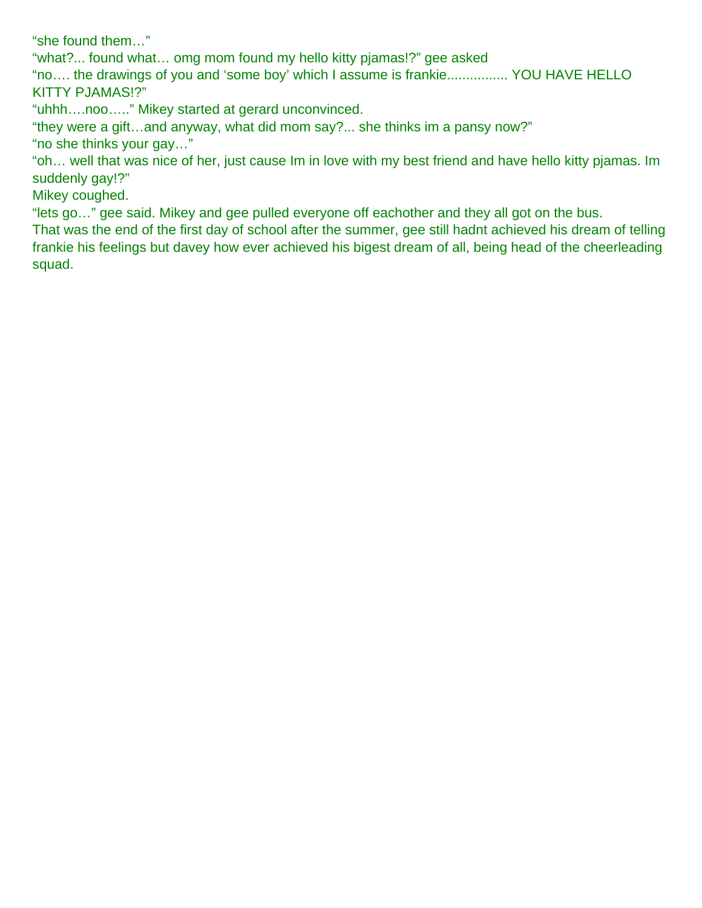"she found them…"

"what?... found what… omg mom found my hello kitty pjamas!?" gee asked

"no…. the drawings of you and 'some boy' which I assume is frankie................ YOU HAVE HELLO KITTY PJAMAS!?"

"uhhh….noo….." Mikey started at gerard unconvinced.

"they were a gift…and anyway, what did mom say?... she thinks im a pansy now?"

"no she thinks your gay…"

"oh… well that was nice of her, just cause Im in love with my best friend and have hello kitty pjamas. Im suddenly gay!?"

Mikey coughed.

"lets go…" gee said. Mikey and gee pulled everyone off eachother and they all got on the bus.

That was the end of the first day of school after the summer, gee still hadnt achieved his dream of telling frankie his feelings but davey how ever achieved his bigest dream of all, being head of the cheerleading squad.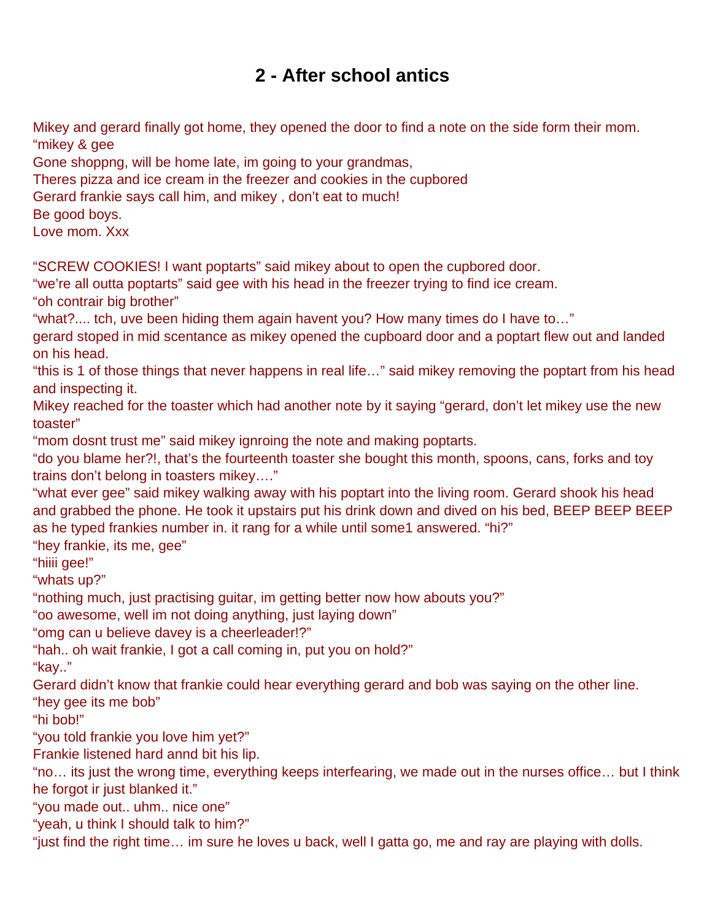# 2 - After school antics

Mikey and gerard finally got home, they opened the door to find a note on the side form their mom.
"mikey & gee
Gone shoppng, will be home late, im going to your grandmas,
Theres pizza and ice cream in the freezer and cookies in the cupbored
Gerard frankie says call him, and mikey , don't eat to much!
Be good boys.
Love mom. Xxx

"SCREW COOKIES! I want poptarts" said mikey about to open the cupbored door.
"we're all outta poptarts" said gee with his head in the freezer trying to find ice cream.
"oh contrair big brother"
"what?.... tch, uve been hiding them again havent you? How many times do I have to…"
gerard stoped in mid scentance as mikey opened the cupboard door and a poptart flew out and landed on his head.
"this is 1 of those things that never happens in real life…" said mikey removing the poptart from his head and inspecting it.
Mikey reached for the toaster which had another note by it saying "gerard, don't let mikey use the new toaster"
"mom dosnt trust me" said mikey ignroing the note and making poptarts.
"do you blame her?!, that's the fourteenth toaster she bought this month, spoons, cans, forks and toy trains don't belong in toasters mikey…."
"what ever gee" said mikey walking away with his poptart into the living room. Gerard shook his head and grabbed the phone. He took it upstairs put his drink down and dived on his bed, BEEP BEEP BEEP as he typed frankies number in. it rang for a while until some1 answered. "hi?"
"hey frankie, its me, gee"
"hiiii gee!"
"whats up?"
"nothing much, just practising guitar, im getting better now how abouts you?"
"oo awesome, well im not doing anything, just laying down"
"omg can u believe davey is a cheerleader!?"
"hah.. oh wait frankie, I got a call coming in, put you on hold?"
"kay.."
Gerard didn't know that frankie could hear everything gerard and bob was saying on the other line.
"hey gee its me bob"
"hi bob!"
"you told frankie you love him yet?"
Frankie listened hard annd bit his lip.
"no… its just the wrong time, everything keeps interfearing, we made out in the nurses office… but I think he forgot ir just blanked it."
"you made out.. uhm.. nice one"
"yeah, u think I should talk to him?"
"just find the right time… im sure he loves u back, well I gatta go, me and ray are playing with dolls.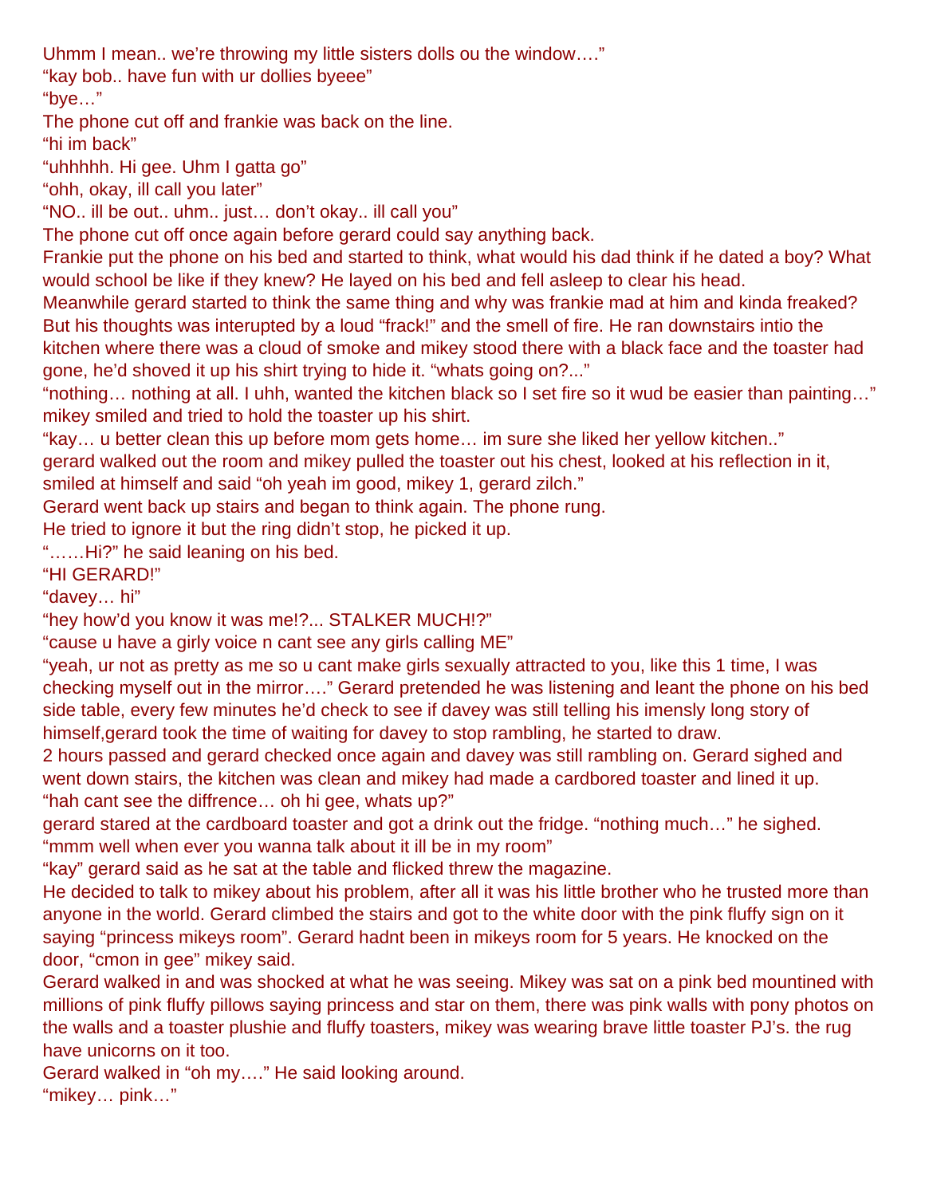Uhmm I mean.. we're throwing my little sisters dolls ou the window…."

"kay bob.. have fun with ur dollies byeee"

"bye…"

The phone cut off and frankie was back on the line.

"hi im back"

"uhhhhh. Hi gee. Uhm I gatta go"

"ohh, okay, ill call you later"

"NO.. ill be out.. uhm.. just… don't okay.. ill call you"

The phone cut off once again before gerard could say anything back.

Frankie put the phone on his bed and started to think, what would his dad think if he dated a boy? What would school be like if they knew? He layed on his bed and fell asleep to clear his head.

Meanwhile gerard started to think the same thing and why was frankie mad at him and kinda freaked? But his thoughts was interupted by a loud "frack!" and the smell of fire. He ran downstairs intio the kitchen where there was a cloud of smoke and mikey stood there with a black face and the toaster had gone, he'd shoved it up his shirt trying to hide it. "whats going on?..."

"nothing… nothing at all. I uhh, wanted the kitchen black so I set fire so it wud be easier than painting…" mikey smiled and tried to hold the toaster up his shirt.

"kay… u better clean this up before mom gets home… im sure she liked her yellow kitchen.."

gerard walked out the room and mikey pulled the toaster out his chest, looked at his reflection in it, smiled at himself and said "oh yeah im good, mikey 1, gerard zilch."

Gerard went back up stairs and began to think again. The phone rung.

He tried to ignore it but the ring didn't stop, he picked it up.

"……Hi?" he said leaning on his bed.

"HI GERARD!"

"davey… hi"

"hey how'd you know it was me!?... STALKER MUCH!?"

"cause u have a girly voice n cant see any girls calling ME"

"yeah, ur not as pretty as me so u cant make girls sexually attracted to you, like this 1 time, I was checking myself out in the mirror…." Gerard pretended he was listening and leant the phone on his bed side table, every few minutes he'd check to see if davey was still telling his imensly long story of himself,gerard took the time of waiting for davey to stop rambling, he started to draw.

2 hours passed and gerard checked once again and davey was still rambling on. Gerard sighed and went down stairs, the kitchen was clean and mikey had made a cardbored toaster and lined it up.

"hah cant see the diffrence… oh hi gee, whats up?"

gerard stared at the cardboard toaster and got a drink out the fridge. "nothing much…" he sighed.

"mmm well when ever you wanna talk about it ill be in my room"

"kay" gerard said as he sat at the table and flicked threw the magazine.

He decided to talk to mikey about his problem, after all it was his little brother who he trusted more than anyone in the world. Gerard climbed the stairs and got to the white door with the pink fluffy sign on it saying "princess mikeys room". Gerard hadnt been in mikeys room for 5 years. He knocked on the door, "cmon in gee" mikey said.

Gerard walked in and was shocked at what he was seeing. Mikey was sat on a pink bed mountined with millions of pink fluffy pillows saying princess and star on them, there was pink walls with pony photos on the walls and a toaster plushie and fluffy toasters, mikey was wearing brave little toaster PJ's. the rug have unicorns on it too.

Gerard walked in "oh my…." He said looking around.

"mikey… pink…"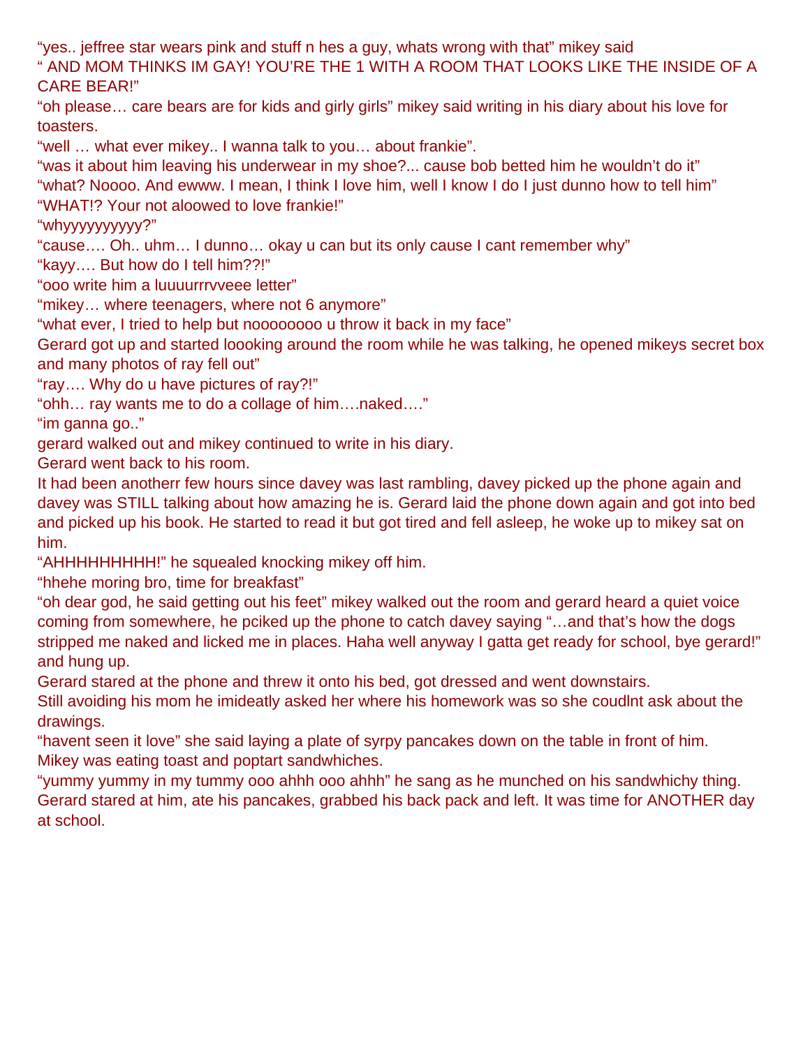"yes.. jeffree star wears pink and stuff n hes a guy, whats wrong with that" mikey said

" AND MOM THINKS IM GAY! YOU'RE THE 1 WITH A ROOM THAT LOOKS LIKE THE INSIDE OF A CARE BEAR!"

"oh please… care bears are for kids and girly girls" mikey said writing in his diary about his love for toasters.

"well … what ever mikey.. I wanna talk to you… about frankie".

"was it about him leaving his underwear in my shoe?... cause bob betted him he wouldn't do it"

"what? Noooo. And ewww. I mean, I think I love him, well I know I do I just dunno how to tell him"

"WHAT!? Your not aloowed to love frankie!"

"whyyyyyyyyyy?"

"cause…. Oh.. uhm… I dunno… okay u can but its only cause I cant remember why"

"kayy…. But how do I tell him??!"

"ooo write him a luuuurrrvveee letter"

"mikey… where teenagers, where not 6 anymore"

"what ever, I tried to help but noooooooo u throw it back in my face"

Gerard got up and started loooking around the room while he was talking, he opened mikeys secret box and many photos of ray fell out"

"ray…. Why do u have pictures of ray?!"

"ohh… ray wants me to do a collage of him….naked…."

"im ganna go.."

gerard walked out and mikey continued to write in his diary.

Gerard went back to his room.

It had been anotherr few hours since davey was last rambling, davey picked up the phone again and davey was STILL talking about how amazing he is. Gerard laid the phone down again and got into bed and picked up his book. He started to read it but got tired and fell asleep, he woke up to mikey sat on him.

"AHHHHHHHHH!" he squealed knocking mikey off him.

"hhehe moring bro, time for breakfast"

"oh dear god, he said getting out his feet" mikey walked out the room and gerard heard a quiet voice coming from somewhere, he pciked up the phone to catch davey saying "…and that's how the dogs stripped me naked and licked me in places. Haha well anyway I gatta get ready for school, bye gerard!" and hung up.

Gerard stared at the phone and threw it onto his bed, got dressed and went downstairs.

Still avoiding his mom he imideatly asked her where his homework was so she coudlnt ask about the drawings.

"havent seen it love" she said laying a plate of syrpy pancakes down on the table in front of him.

Mikey was eating toast and poptart sandwhiches.

"yummy yummy in my tummy ooo ahhh ooo ahhh" he sang as he munched on his sandwhichy thing.

Gerard stared at him, ate his pancakes, grabbed his back pack and left. It was time for ANOTHER day at school.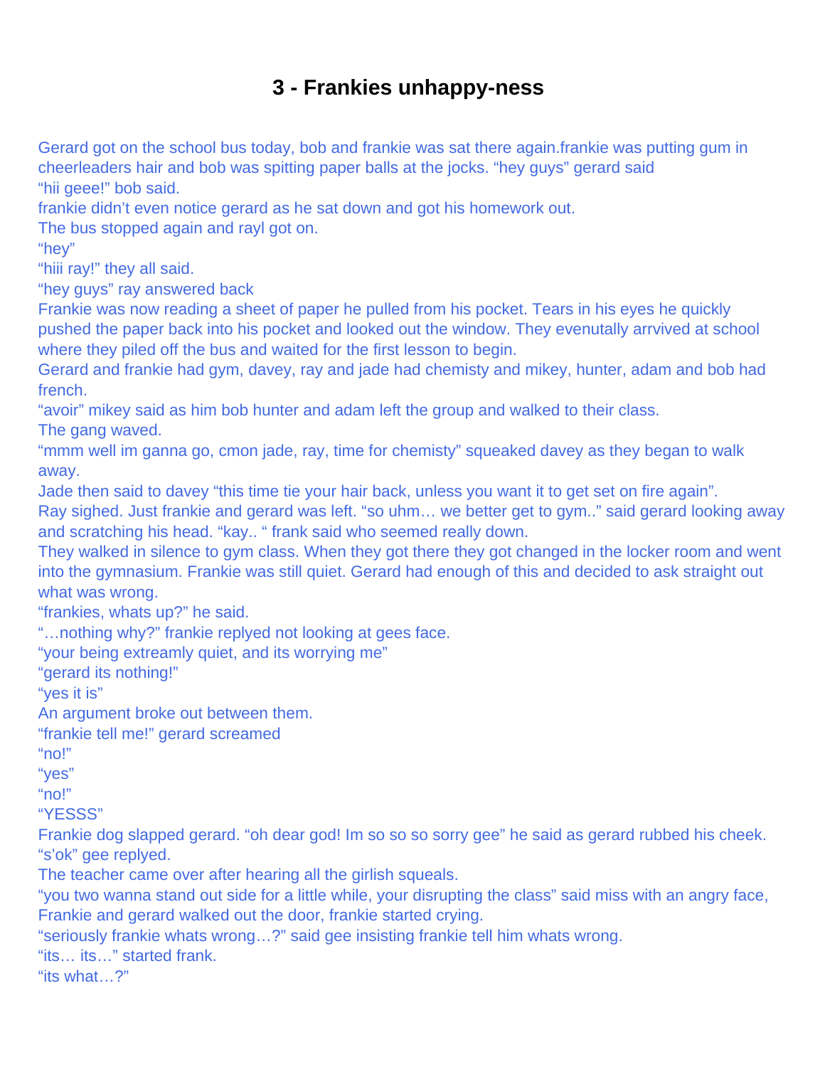# 3 - Frankies unhappy-ness

Gerard got on the school bus today, bob and frankie was sat there again.frankie was putting gum in cheerleaders hair and bob was spitting paper balls at the jocks. "hey guys" gerard said
"hii geee!" bob said.
frankie didn't even notice gerard as he sat down and got his homework out.
The bus stopped again and rayl got on.
"hey"
"hiii ray!" they all said.
"hey guys" ray answered back
Frankie was now reading a sheet of paper he pulled from his pocket. Tears in his eyes he quickly pushed the paper back into his pocket and looked out the window. They evenutally arrvived at school where they piled off the bus and waited for the first lesson to begin.
Gerard and frankie had gym, davey, ray and jade had chemisty and mikey, hunter, adam and bob had french.
"avoir" mikey said as him bob hunter and adam left the group and walked to their class.
The gang waved.
"mmm well im ganna go, cmon jade, ray, time for chemisty" squeaked davey as they began to walk away.
Jade then said to davey "this time tie your hair back, unless you want it to get set on fire again".
Ray sighed. Just frankie and gerard was left. "so uhm… we better get to gym.." said gerard looking away and scratching his head. "kay.. " frank said who seemed really down.
They walked in silence to gym class. When they got there they got changed in the locker room and went into the gymnasium. Frankie was still quiet. Gerard had enough of this and decided to ask straight out what was wrong.
"frankies, whats up?" he said.
"…nothing why?" frankie replyed not looking at gees face.
"your being extreamly quiet, and its worrying me"
"gerard its nothing!"
"yes it is"
An argument broke out between them.
"frankie tell me!" gerard screamed
"no!"
"yes"
"no!"
"YESSS"
Frankie dog slapped gerard. "oh dear god! Im so so so sorry gee" he said as gerard rubbed his cheek.
"s'ok" gee replyed.
The teacher came over after hearing all the girlish squeals.
"you two wanna stand out side for a little while, your disrupting the class" said miss with an angry face, Frankie and gerard walked out the door, frankie started crying.
"seriously frankie whats wrong…?" said gee insisting frankie tell him whats wrong.
"its… its…" started frank.
"its what…?"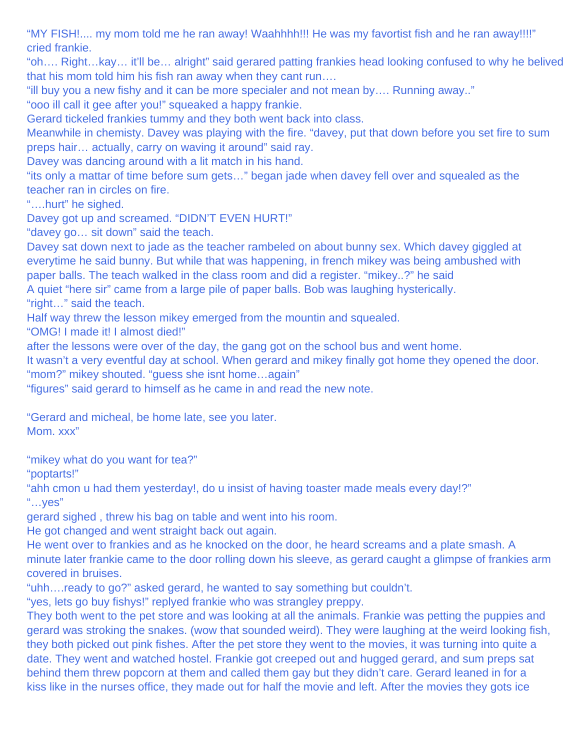"MY FISH!.... my mom told me he ran away! Waahhhh!!! He was my favortist fish and he ran away!!!!" cried frankie.

"oh…. Right…kay… it'll be… alright" said gerared patting frankies head looking confused to why he belived that his mom told him his fish ran away when they cant run….

"ill buy you a new fishy and it can be more specialer and not mean by…. Running away.."

"ooo ill call it gee after you!" squeaked a happy frankie.

Gerard tickeled frankies tummy and they both went back into class.

Meanwhile in chemisty. Davey was playing with the fire. "davey, put that down before you set fire to sum preps hair… actually, carry on waving it around" said ray.

Davey was dancing around with a lit match in his hand.

"its only a mattar of time before sum gets…" began jade when davey fell over and squealed as the teacher ran in circles on fire.

"….hurt" he sighed.

Davey got up and screamed. "DIDN'T EVEN HURT!"

"davey go… sit down" said the teach.

Davey sat down next to jade as the teacher rambeled on about bunny sex. Which davey giggled at everytime he said bunny. But while that was happening, in french mikey was being ambushed with paper balls. The teach walked in the class room and did a register. "mikey..?" he said

A quiet "here sir" came from a large pile of paper balls. Bob was laughing hysterically.

"right…" said the teach.

Half way threw the lesson mikey emerged from the mountin and squealed.

"OMG! I made it! I almost died!"

after the lessons were over of the day, the gang got on the school bus and went home.

It wasn't a very eventful day at school. When gerard and mikey finally got home they opened the door.

"mom?" mikey shouted. "guess she isnt home…again"

"figures" said gerard to himself as he came in and read the new note.

"Gerard and micheal, be home late, see you later.
Mom. xxx"

"mikey what do you want for tea?"

"poptarts!"

"ahh cmon u had them yesterday!, do u insist of having toaster made meals every day!?"

"…yes"

gerard sighed , threw his bag on table and went into his room.

He got changed and went straight back out again.

He went over to frankies and as he knocked on the door, he heard screams and a plate smash. A minute later frankie came to the door rolling down his sleeve, as gerard caught a glimpse of frankies arm covered in bruises.

"uhh….ready to go?" asked gerard, he wanted to say something but couldn't.

"yes, lets go buy fishys!" replyed frankie who was strangley preppy.

They both went to the pet store and was looking at all the animals. Frankie was petting the puppies and gerard was stroking the snakes. (wow that sounded weird). They were laughing at the weird looking fish, they both picked out pink fishes. After the pet store they went to the movies, it was turning into quite a date. They went and watched hostel. Frankie got creeped out and hugged gerard, and sum preps sat behind them threw popcorn at them and called them gay but they didn't care. Gerard leaned in for a kiss like in the nurses office, they made out for half the movie and left. After the movies they gots ice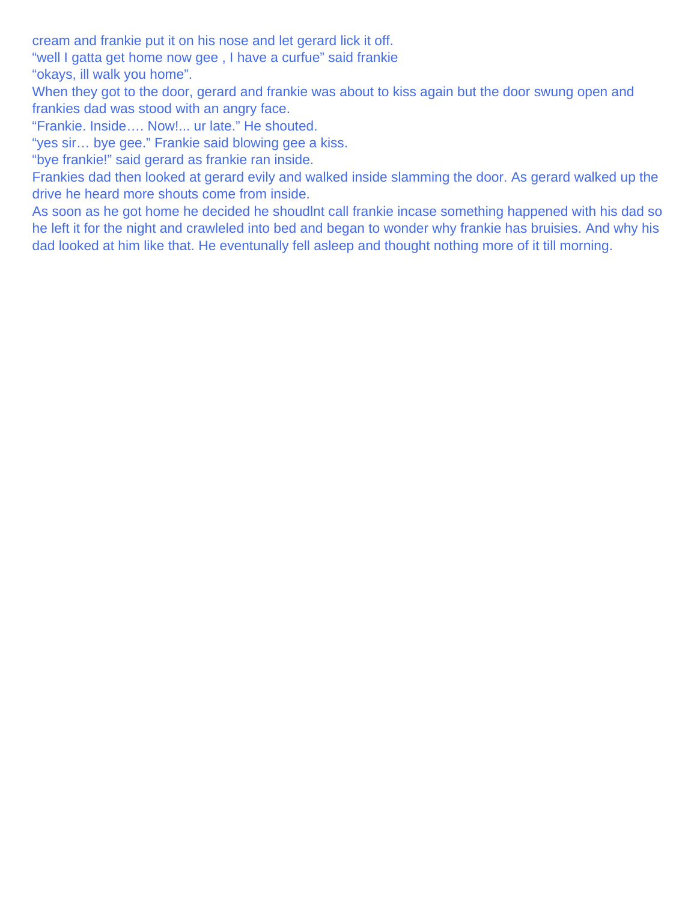cream and frankie put it on his nose and let gerard lick it off.

"well I gatta get home now gee , I have a curfue" said frankie

"okays, ill walk you home".

When they got to the door, gerard and frankie was about to kiss again but the door swung open and frankies dad was stood with an angry face.

"Frankie. Inside…. Now!... ur late." He shouted.

"yes sir… bye gee." Frankie said blowing gee a kiss.

"bye frankie!" said gerard as frankie ran inside.

Frankies dad then looked at gerard evily and walked inside slamming the door. As gerard walked up the drive he heard more shouts come from inside.

As soon as he got home he decided he shoudlnt call frankie incase something happened with his dad so he left it for the night and crawleled into bed and began to wonder why frankie has bruisies. And why his dad looked at him like that. He eventunally fell asleep and thought nothing more of it till morning.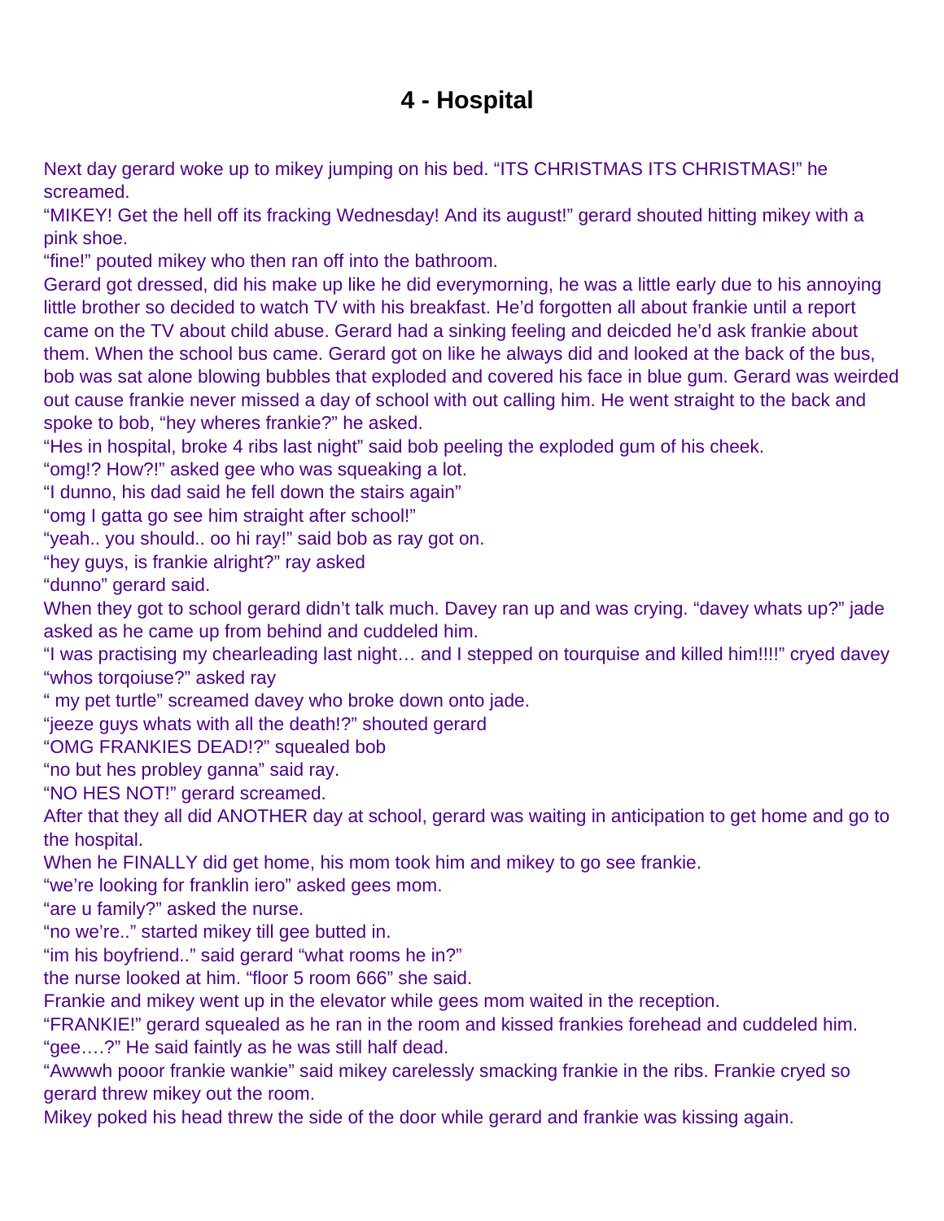# 4 - Hospital

Next day gerard woke up to mikey jumping on his bed. “ITS CHRISTMAS ITS CHRISTMAS!” he screamed.
“MIKEY! Get the hell off its fracking Wednesday! And its august!” gerard shouted hitting mikey with a pink shoe.
“fine!” pouted mikey who then ran off into the bathroom.
Gerard got dressed, did his make up like he did everymorning, he was a little early due to his annoying little brother so decided to watch TV with his breakfast. He’d forgotten all about frankie until a report came on the TV about child abuse. Gerard had a sinking feeling and deicded he’d ask frankie about them. When the school bus came. Gerard got on like he always did and looked at the back of the bus, bob was sat alone blowing bubbles that exploded and covered his face in blue gum. Gerard was weirded out cause frankie never missed a day of school with out calling him. He went straight to the back and spoke to bob, “hey wheres frankie?” he asked.
“Hes in hospital, broke 4 ribs last night” said bob peeling the exploded gum of his cheek.
“omg!? How?!” asked gee who was squeaking a lot.
“I dunno, his dad said he fell down the stairs again”
“omg I gatta go see him straight after school!”
“yeah.. you should.. oo hi ray!” said bob as ray got on.
“hey guys, is frankie alright?” ray asked
“dunno” gerard said.
When they got to school gerard didn’t talk much. Davey ran up and was crying. “davey whats up?” jade asked as he came up from behind and cuddeled him.
“I was practising my chearleading last night… and I stepped on tourquise and killed him!!!!” cryed davey
“whos torqoiuse?” asked ray
“ my pet turtle” screamed davey who broke down onto jade.
“jeeze guys whats with all the death!?” shouted gerard
“OMG FRANKIES DEAD!?” squealed bob
“no but hes probley ganna” said ray.
“NO HES NOT!” gerard screamed.
After that they all did ANOTHER day at school, gerard was waiting in anticipation to get home and go to the hospital.
When he FINALLY did get home, his mom took him and mikey to go see frankie.
“we’re looking for franklin iero” asked gees mom.
“are u family?” asked the nurse.
“no we’re..” started mikey till gee butted in.
“im his boyfriend..” said gerard “what rooms he in?”
the nurse looked at him. “floor 5 room 666” she said.
Frankie and mikey went up in the elevator while gees mom waited in the reception.
“FRANKIE!” gerard squealed as he ran in the room and kissed frankies forehead and cuddeled him.
“gee….?” He said faintly as he was still half dead.
“Awwwh pooor frankie wankie” said mikey carelessly smacking frankie in the ribs. Frankie cryed so gerard threw mikey out the room.
Mikey poked his head threw the side of the door while gerard and frankie was kissing again.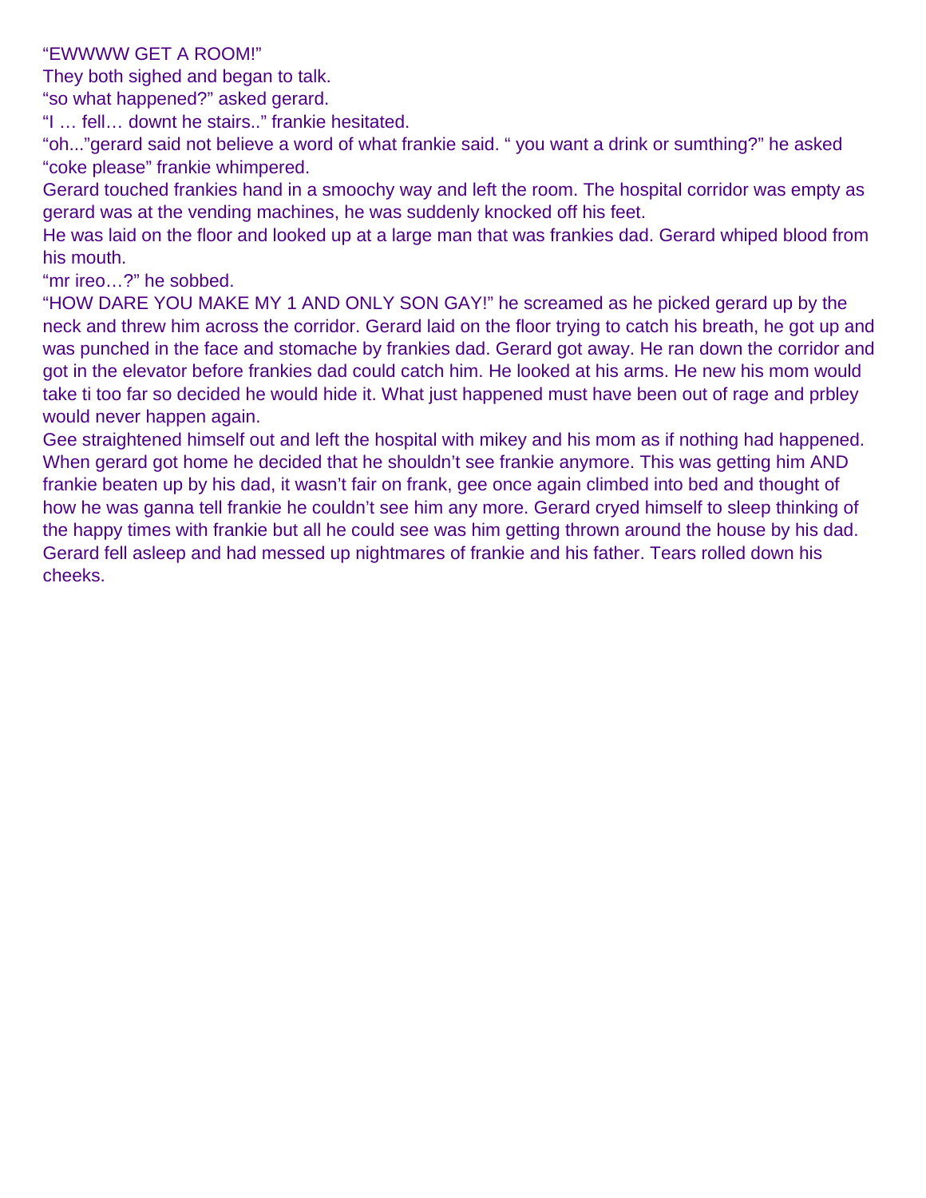"EWWWW GET A ROOM!"

They both sighed and began to talk.

"so what happened?" asked gerard.

"I … fell… downt he stairs.." frankie hesitated.

"oh..."gerard said not believe a word of what frankie said. " you want a drink or sumthing?" he asked

"coke please" frankie whimpered.

Gerard touched frankies hand in a smoochy way and left the room. The hospital corridor was empty as gerard was at the vending machines, he was suddenly knocked off his feet.

He was laid on the floor and looked up at a large man that was frankies dad. Gerard whiped blood from his mouth.

"mr ireo…?" he sobbed.

"HOW DARE YOU MAKE MY 1 AND ONLY SON GAY!" he screamed as he picked gerard up by the neck and threw him across the corridor. Gerard laid on the floor trying to catch his breath, he got up and was punched in the face and stomache by frankies dad. Gerard got away. He ran down the corridor and got in the elevator before frankies dad could catch him. He looked at his arms. He new his mom would take ti too far so decided he would hide it. What just happened must have been out of rage and prbley would never happen again.

Gee straightened himself out and left the hospital with mikey and his mom as if nothing had happened. When gerard got home he decided that he shouldn't see frankie anymore. This was getting him AND frankie beaten up by his dad, it wasn't fair on frank, gee once again climbed into bed and thought of how he was ganna tell frankie he couldn't see him any more. Gerard cryed himself to sleep thinking of the happy times with frankie but all he could see was him getting thrown around the house by his dad. Gerard fell asleep and had messed up nightmares of frankie and his father. Tears rolled down his cheeks.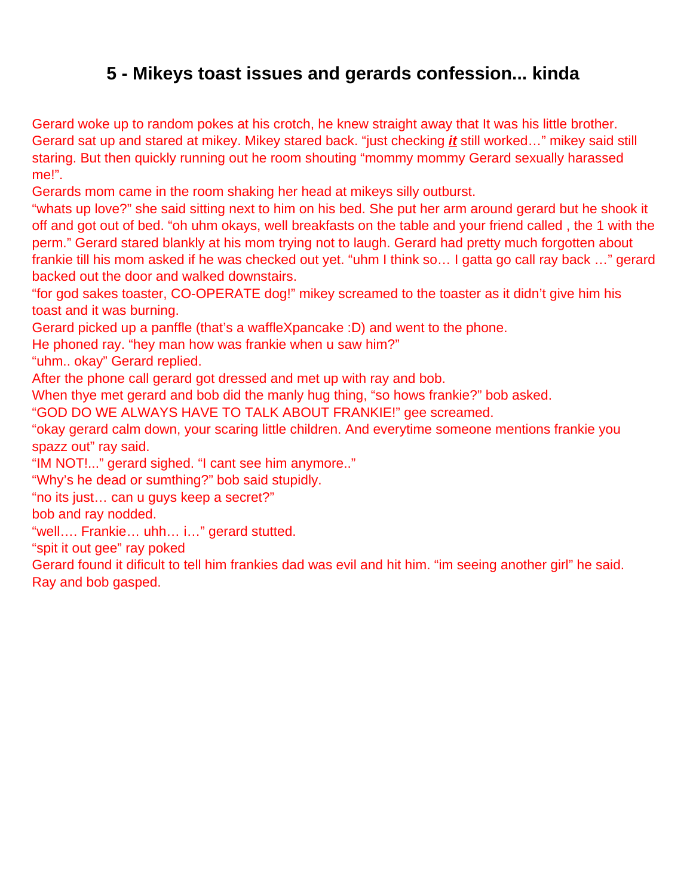# 5 - Mikeys toast issues and gerards confession... kinda

Gerard woke up to random pokes at his crotch, he knew straight away that It was his little brother. Gerard sat up and stared at mikey. Mikey stared back. "just checking ***it*** still worked…" mikey said still staring. But then quickly running out he room shouting "mommy mommy Gerard sexually harassed me!".

Gerards mom came in the room shaking her head at mikeys silly outburst.

"whats up love?" she said sitting next to him on his bed. She put her arm around gerard but he shook it off and got out of bed. "oh uhm okays, well breakfasts on the table and your friend called , the 1 with the perm." Gerard stared blankly at his mom trying not to laugh. Gerard had pretty much forgotten about frankie till his mom asked if he was checked out yet. "uhm I think so… I gatta go call ray back …" gerard backed out the door and walked downstairs.

"for god sakes toaster, CO-OPERATE dog!" mikey screamed to the toaster as it didn't give him his toast and it was burning.

Gerard picked up a panffle (that's a waffleXpancake :D) and went to the phone.

He phoned ray. "hey man how was frankie when u saw him?"

"uhm.. okay" Gerard replied.

After the phone call gerard got dressed and met up with ray and bob.

When thye met gerard and bob did the manly hug thing, "so hows frankie?" bob asked.

"GOD DO WE ALWAYS HAVE TO TALK ABOUT FRANKIE!" gee screamed.

"okay gerard calm down, your scaring little children. And everytime someone mentions frankie you spazz out" ray said.

"IM NOT!..." gerard sighed. "I cant see him anymore.."

"Why's he dead or sumthing?" bob said stupidly.

"no its just… can u guys keep a secret?"

bob and ray nodded.

"well…. Frankie… uhh… i…" gerard stutted.

"spit it out gee" ray poked

Gerard found it dificult to tell him frankies dad was evil and hit him. "im seeing another girl" he said. Ray and bob gasped.